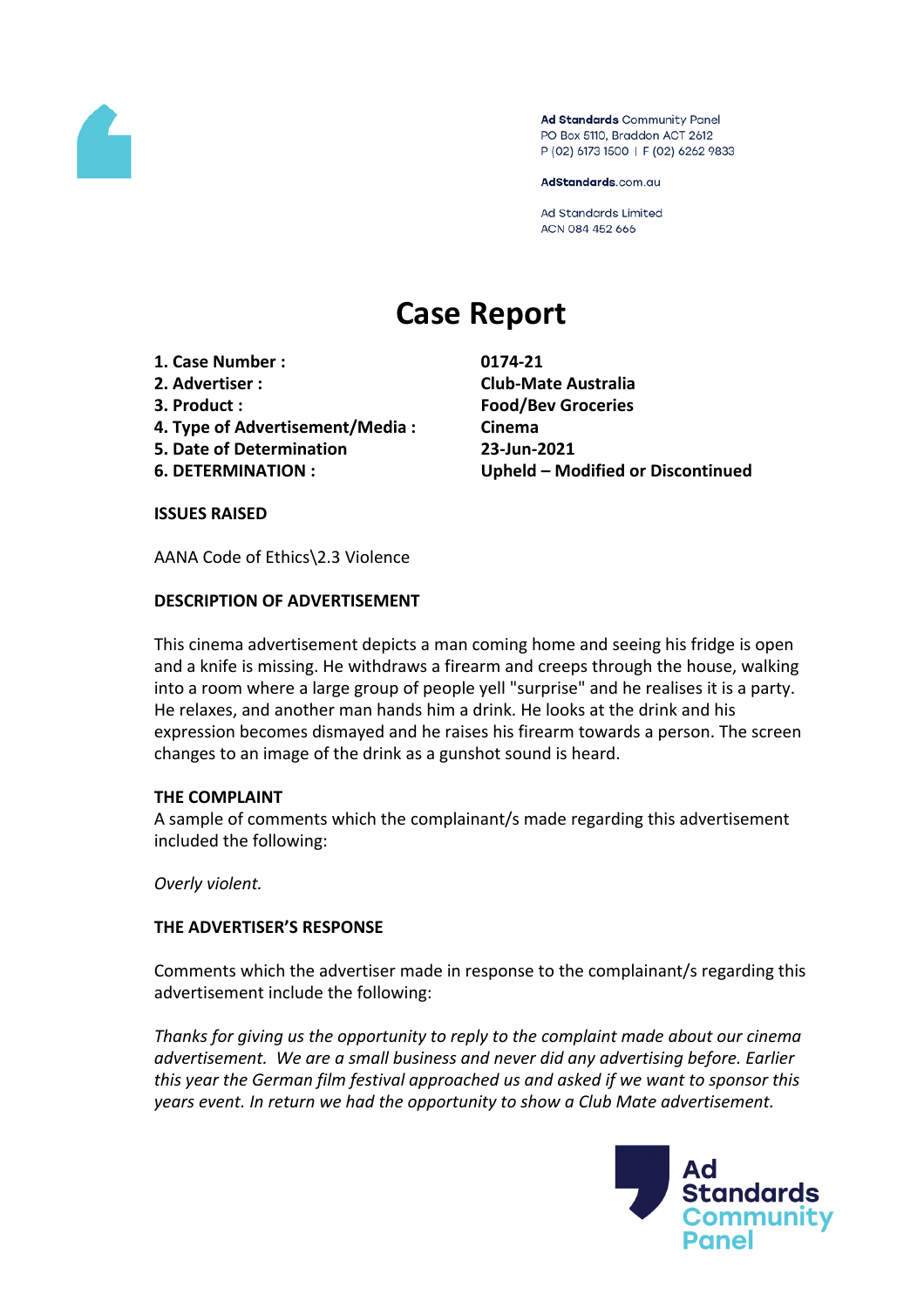Ad Standards Community Panel
PO Box 5110, Braddon ACT 2612
P (02) 6173 1500 | F (02) 6262 9833

AdStandards.com.au

Ad Standards Limited
ACN 084 452 666

# Case Report

| | |
|---|---|
| **1. Case Number :** | **0174-21** |
| **2. Advertiser :** | **Club-Mate Australia** |
| **3. Product :** | **Food/Bev Groceries** |
| **4. Type of Advertisement/Media :** | **Cinema** |
| **5. Date of Determination** | **23-Jun-2021** |
| **6. DETERMINATION :** | **Upheld – Modified or Discontinued** |

**ISSUES RAISED**

AANA Code of Ethics\2.3 Violence

**DESCRIPTION OF ADVERTISEMENT**

This cinema advertisement depicts a man coming home and seeing his fridge is open and a knife is missing. He withdraws a firearm and creeps through the house, walking into a room where a large group of people yell "surprise" and he realises it is a party. He relaxes, and another man hands him a drink. He looks at the drink and his expression becomes dismayed and he raises his firearm towards a person. The screen changes to an image of the drink as a gunshot sound is heard.

**THE COMPLAINT**

A sample of comments which the complainant/s made regarding this advertisement included the following:

*Overly violent.*

**THE ADVERTISER'S RESPONSE**

Comments which the advertiser made in response to the complainant/s regarding this advertisement include the following:

*Thanks for giving us the opportunity to reply to the complaint made about our cinema advertisement. We are a small business and never did any advertising before. Earlier this year the German film festival approached us and asked if we want to sponsor this years event. In return we had the opportunity to show a Club Mate advertisement.*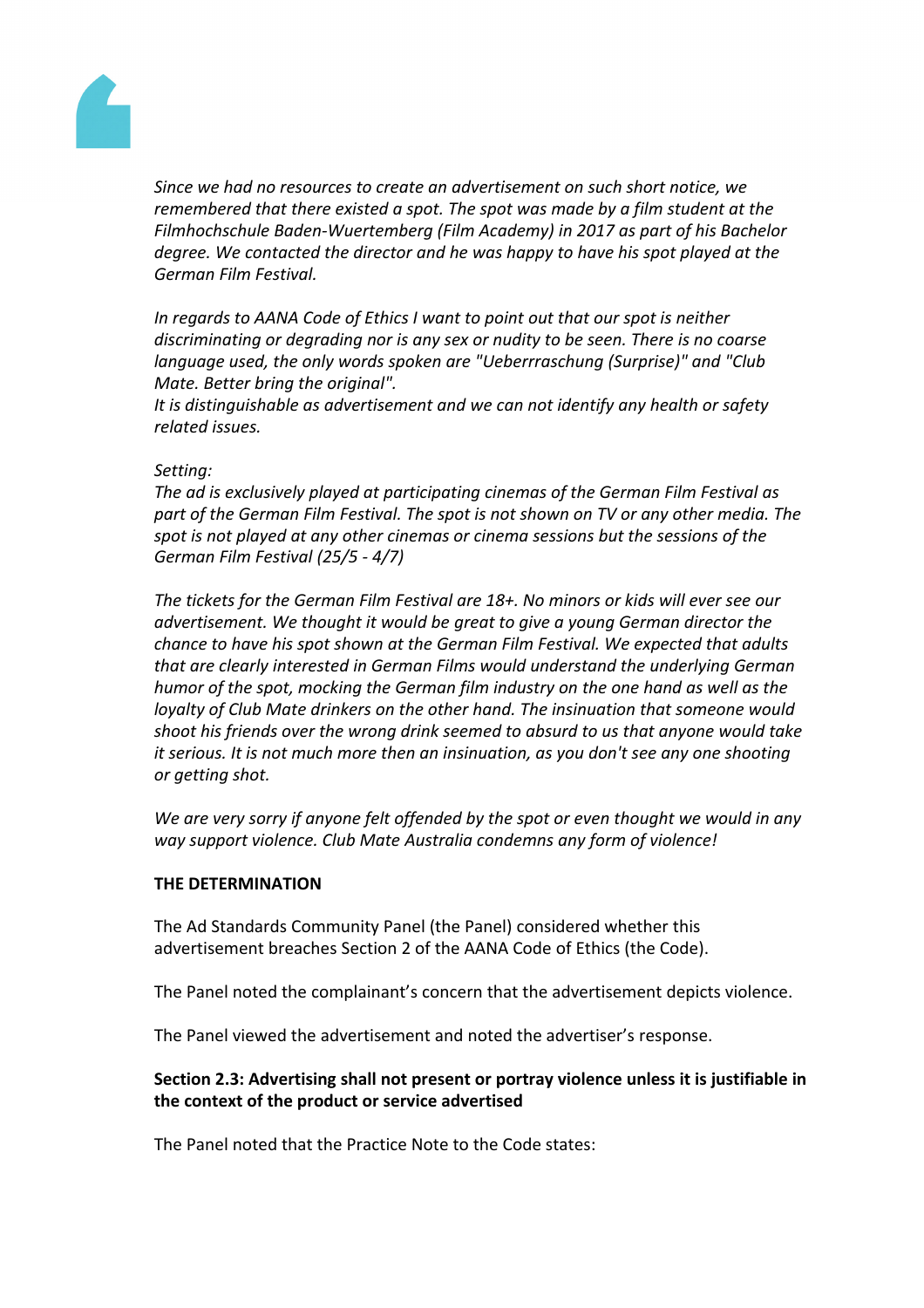*Since we had no resources to create an advertisement on such short notice, we remembered that there existed a spot. The spot was made by a film student at the Filmhochschule Baden-Wuertemberg (Film Academy) in 2017 as part of his Bachelor degree. We contacted the director and he was happy to have his spot played at the German Film Festival.*

*In regards to AANA Code of Ethics I want to point out that our spot is neither discriminating or degrading nor is any sex or nudity to be seen. There is no coarse language used, the only words spoken are "Ueberrraschung (Surprise)" and "Club Mate. Better bring the original".*
*It is distinguishable as advertisement and we can not identify any health or safety related issues.*

*Setting:*
*The ad is exclusively played at participating cinemas of the German Film Festival as part of the German Film Festival. The spot is not shown on TV or any other media. The spot is not played at any other cinemas or cinema sessions but the sessions of the German Film Festival (25/5 - 4/7)*

*The tickets for the German Film Festival are 18+. No minors or kids will ever see our advertisement. We thought it would be great to give a young German director the chance to have his spot shown at the German Film Festival. We expected that adults that are clearly interested in German Films would understand the underlying German humor of the spot, mocking the German film industry on the one hand as well as the loyalty of Club Mate drinkers on the other hand. The insinuation that someone would shoot his friends over the wrong drink seemed to absurd to us that anyone would take it serious. It is not much more then an insinuation, as you don't see any one shooting or getting shot.*

*We are very sorry if anyone felt offended by the spot or even thought we would in any way support violence. Club Mate Australia condemns any form of violence!*

**THE DETERMINATION**

The Ad Standards Community Panel (the Panel) considered whether this advertisement breaches Section 2 of the AANA Code of Ethics (the Code).

The Panel noted the complainant's concern that the advertisement depicts violence.

The Panel viewed the advertisement and noted the advertiser's response.

**Section 2.3: Advertising shall not present or portray violence unless it is justifiable in the context of the product or service advertised**

The Panel noted that the Practice Note to the Code states: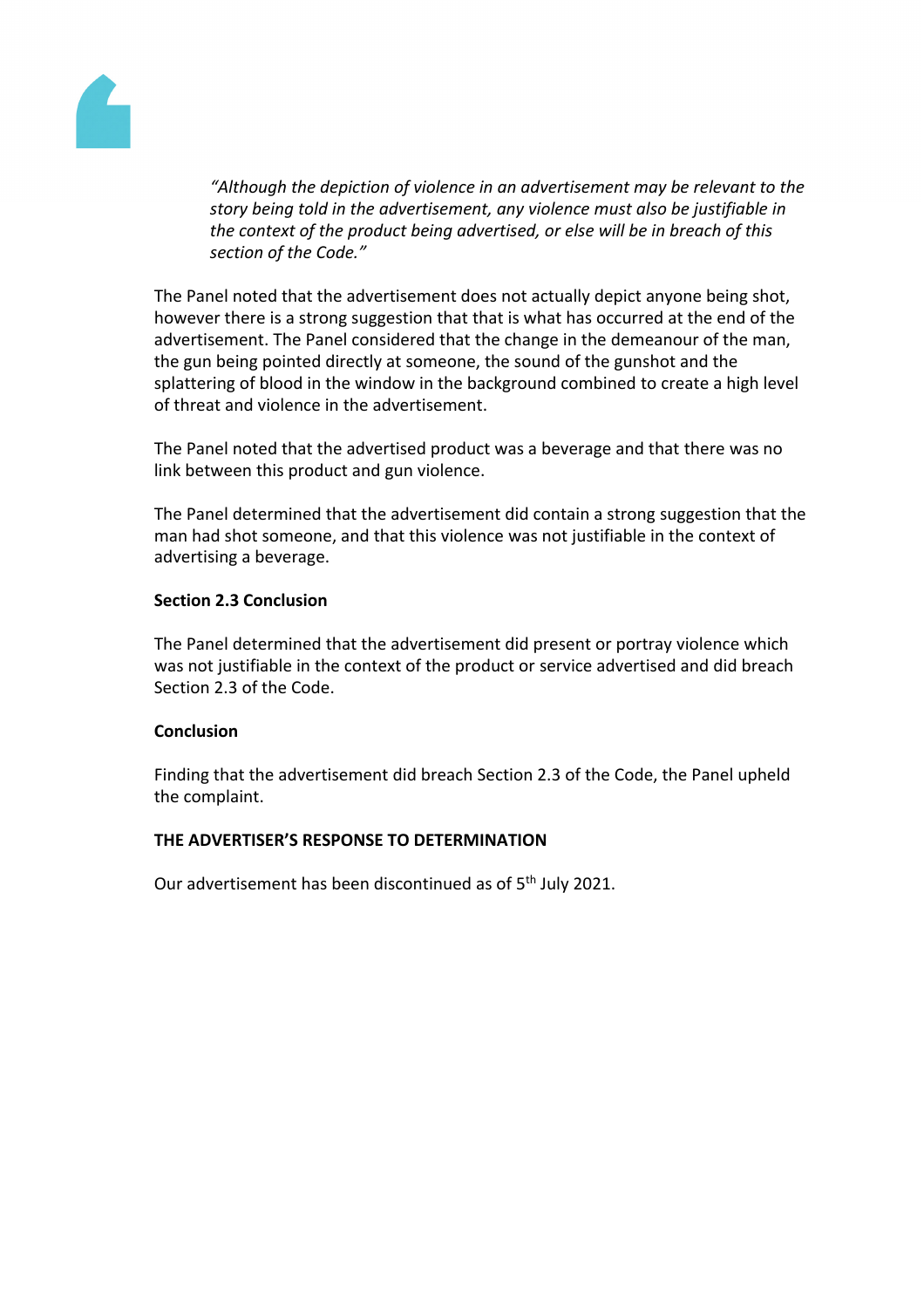*"Although the depiction of violence in an advertisement may be relevant to the story being told in the advertisement, any violence must also be justifiable in the context of the product being advertised, or else will be in breach of this section of the Code."*

The Panel noted that the advertisement does not actually depict anyone being shot, however there is a strong suggestion that that is what has occurred at the end of the advertisement. The Panel considered that the change in the demeanour of the man, the gun being pointed directly at someone, the sound of the gunshot and the splattering of blood in the window in the background combined to create a high level of threat and violence in the advertisement.

The Panel noted that the advertised product was a beverage and that there was no link between this product and gun violence.

The Panel determined that the advertisement did contain a strong suggestion that the man had shot someone, and that this violence was not justifiable in the context of advertising a beverage.

**Section 2.3 Conclusion**

The Panel determined that the advertisement did present or portray violence which was not justifiable in the context of the product or service advertised and did breach Section 2.3 of the Code.

**Conclusion**

Finding that the advertisement did breach Section 2.3 of the Code, the Panel upheld the complaint.

**THE ADVERTISER'S RESPONSE TO DETERMINATION**

Our advertisement has been discontinued as of 5th July 2021.